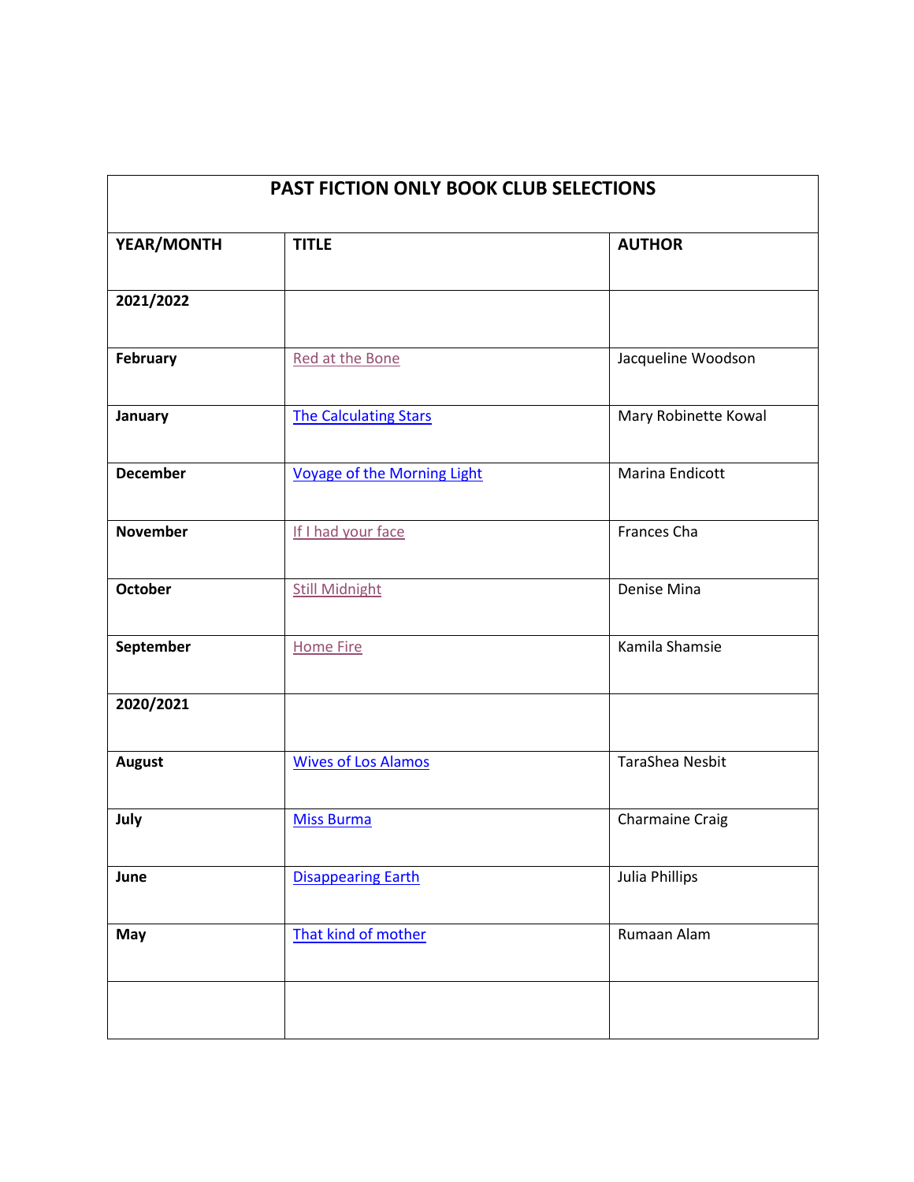| PAST FICTION ONLY BOOK CLUB SELECTIONS | | |
|---|---|---|
| **YEAR/MONTH** | **TITLE** | **AUTHOR** |
| **2021/2022** | | |
| **February** | Red at the Bone | Jacqueline Woodson |
| **January** | The Calculating Stars | Mary Robinette Kowal |
| **December** | Voyage of the Morning Light | Marina Endicott |
| **November** | If I had your face | Frances Cha |
| **October** | Still Midnight | Denise Mina |
| **September** | Home Fire | Kamila Shamsie |
| **2020/2021** | | |
| **August** | Wives of Los Alamos | TaraShea Nesbit |
| **July** | Miss Burma | Charmaine Craig |
| **June** | Disappearing Earth | Julia Phillips |
| **May** | That kind of mother | Rumaan Alam |
| | | |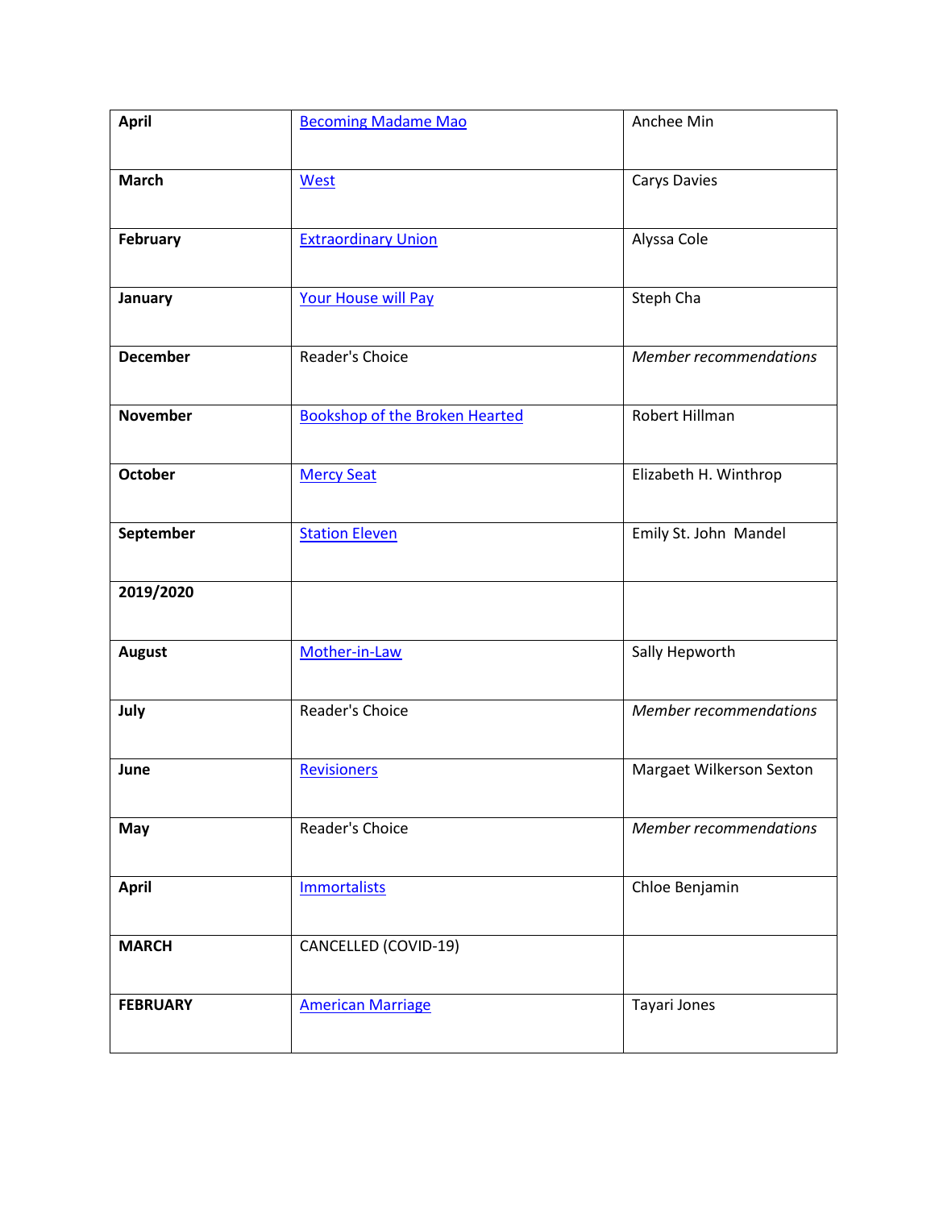| **April** | Becoming Madame Mao | Anchee Min |
|---|---|---|
| **March** | West | Carys Davies |
| **February** | Extraordinary Union | Alyssa Cole |
| **January** | Your House will Pay | Steph Cha |
| **December** | Reader's Choice | *Member recommendations* |
| **November** | Bookshop of the Broken Hearted | Robert Hillman |
| **October** | Mercy Seat | Elizabeth H. Winthrop |
| **September** | Station Eleven | Emily St. John Mandel |
| **2019/2020** | | |
| **August** | Mother-in-Law | Sally Hepworth |
| **July** | Reader's Choice | *Member recommendations* |
| **June** | Revisioners | Margaet Wilkerson Sexton |
| **May** | Reader's Choice | *Member recommendations* |
| **April** | Immortalists | Chloe Benjamin |
| **MARCH** | CANCELLED (COVID-19) | |
| **FEBRUARY** | American Marriage | Tayari Jones |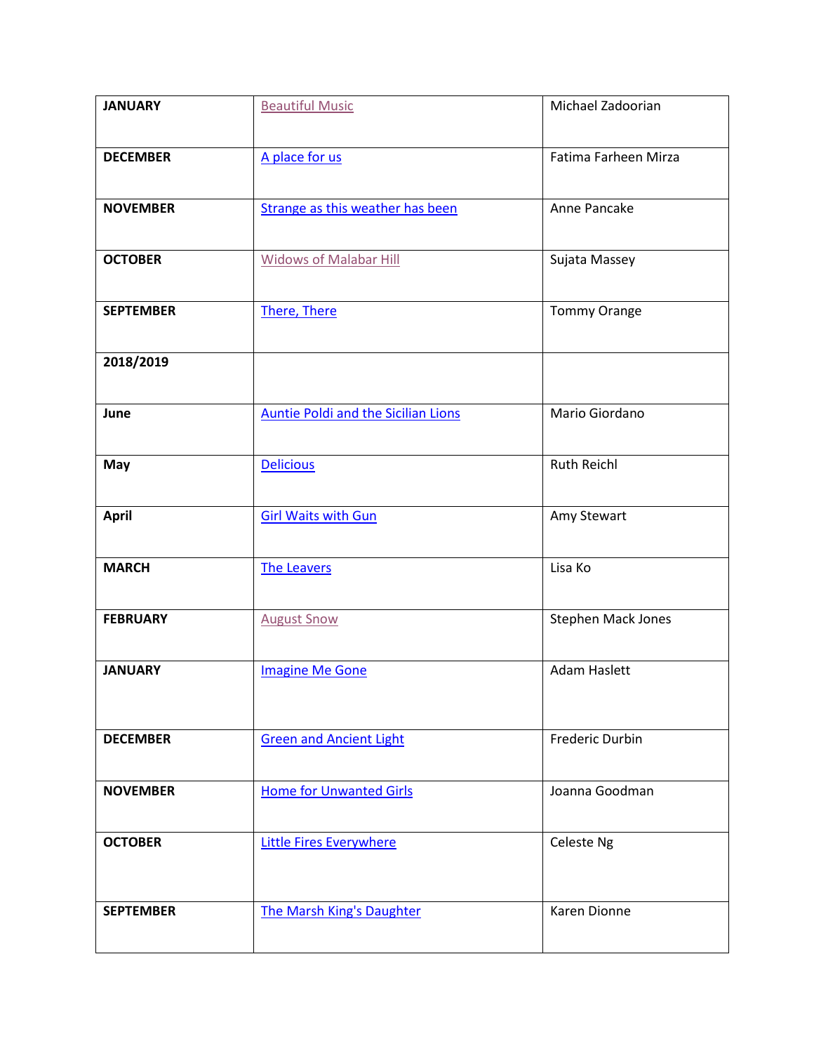| JANUARY | Beautiful Music | Michael Zadoorian |
|---|---|---|
| DECEMBER | A place for us | Fatima Farheen Mirza |
| NOVEMBER | Strange as this weather has been | Anne Pancake |
| OCTOBER | Widows of Malabar Hill | Sujata Massey |
| SEPTEMBER | There, There | Tommy Orange |
| 2018/2019 | | |
| June | Auntie Poldi and the Sicilian Lions | Mario Giordano |
| May | Delicious | Ruth Reichl |
| April | Girl Waits with Gun | Amy Stewart |
| MARCH | The Leavers | Lisa Ko |
| FEBRUARY | August Snow | Stephen Mack Jones |
| JANUARY | Imagine Me Gone | Adam Haslett |
| DECEMBER | Green and Ancient Light | Frederic Durbin |
| NOVEMBER | Home for Unwanted Girls | Joanna Goodman |
| OCTOBER | Little Fires Everywhere | Celeste Ng |
| SEPTEMBER | The Marsh King's Daughter | Karen Dionne |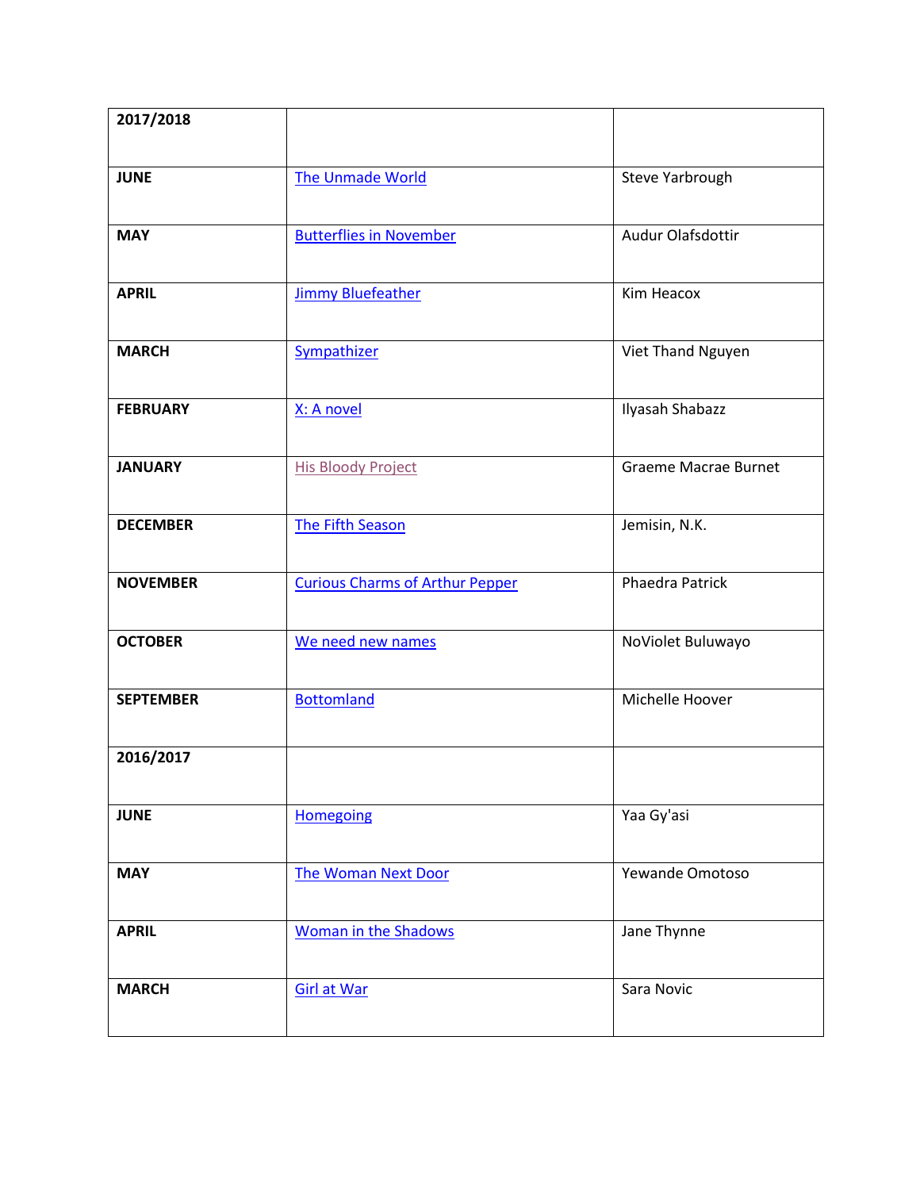| 2017/2018 | | |
|---|---|---|
| JUNE | The Unmade World | Steve Yarbrough |
| MAY | Butterflies in November | Audur Olafsdottir |
| APRIL | Jimmy Bluefeather | Kim Heacox |
| MARCH | Sympathizer | Viet Thand Nguyen |
| FEBRUARY | X: A novel | Ilyasah Shabazz |
| JANUARY | His Bloody Project | Graeme Macrae Burnet |
| DECEMBER | The Fifth Season | Jemisin, N.K. |
| NOVEMBER | Curious Charms of Arthur Pepper | Phaedra Patrick |
| OCTOBER | We need new names | NoViolet Buluwayo |
| SEPTEMBER | Bottomland | Michelle Hoover |
| **2016/2017** | | |
| JUNE | Homegoing | Yaa Gy'asi |
| MAY | The Woman Next Door | Yewande Omotoso |
| APRIL | Woman in the Shadows | Jane Thynne |
| MARCH | Girl at War | Sara Novic |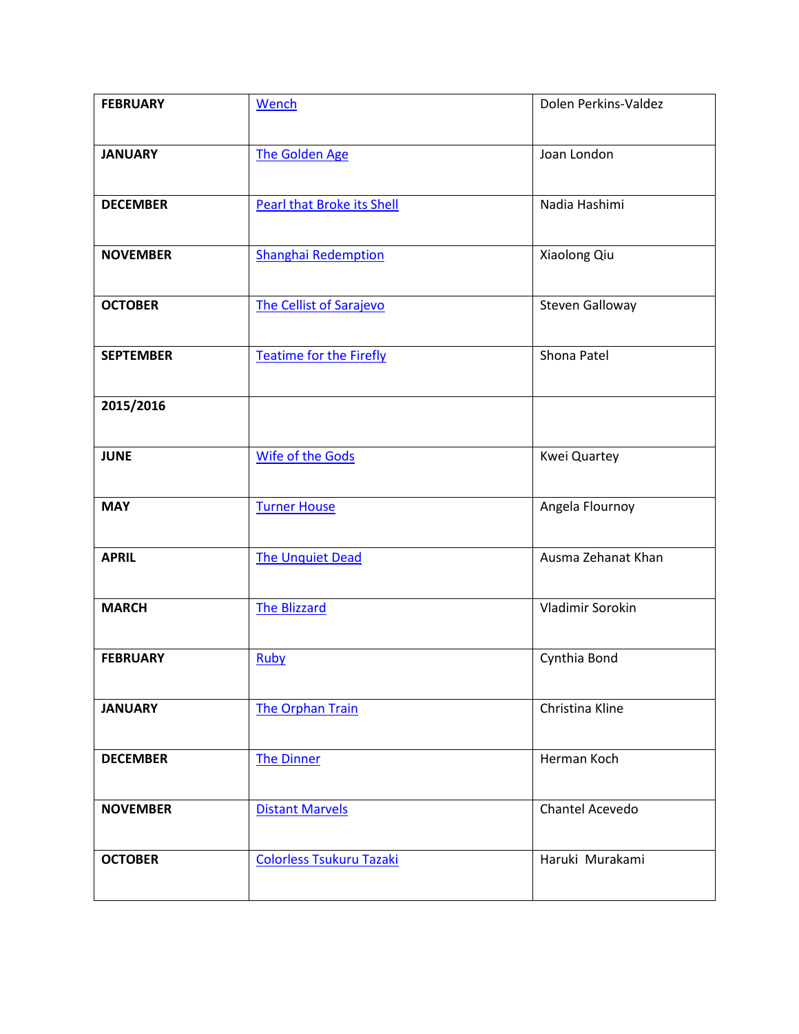| **FEBRUARY** | Wench | Dolen Perkins-Valdez |
|---|---|---|
| **JANUARY** | The Golden Age | Joan London |
| **DECEMBER** | Pearl that Broke its Shell | Nadia Hashimi |
| **NOVEMBER** | Shanghai Redemption | Xiaolong Qiu |
| **OCTOBER** | The Cellist of Sarajevo | Steven Galloway |
| **SEPTEMBER** | Teatime for the Firefly | Shona Patel |
| **2015/2016** | | |
| **JUNE** | Wife of the Gods | Kwei Quartey |
| **MAY** | Turner House | Angela Flournoy |
| **APRIL** | The Unquiet Dead | Ausma Zehanat Khan |
| **MARCH** | The Blizzard | Vladimir Sorokin |
| **FEBRUARY** | Ruby | Cynthia Bond |
| **JANUARY** | The Orphan Train | Christina Kline |
| **DECEMBER** | The Dinner | Herman Koch |
| **NOVEMBER** | Distant Marvels | Chantel Acevedo |
| **OCTOBER** | Colorless Tsukuru Tazaki | Haruki Murakami |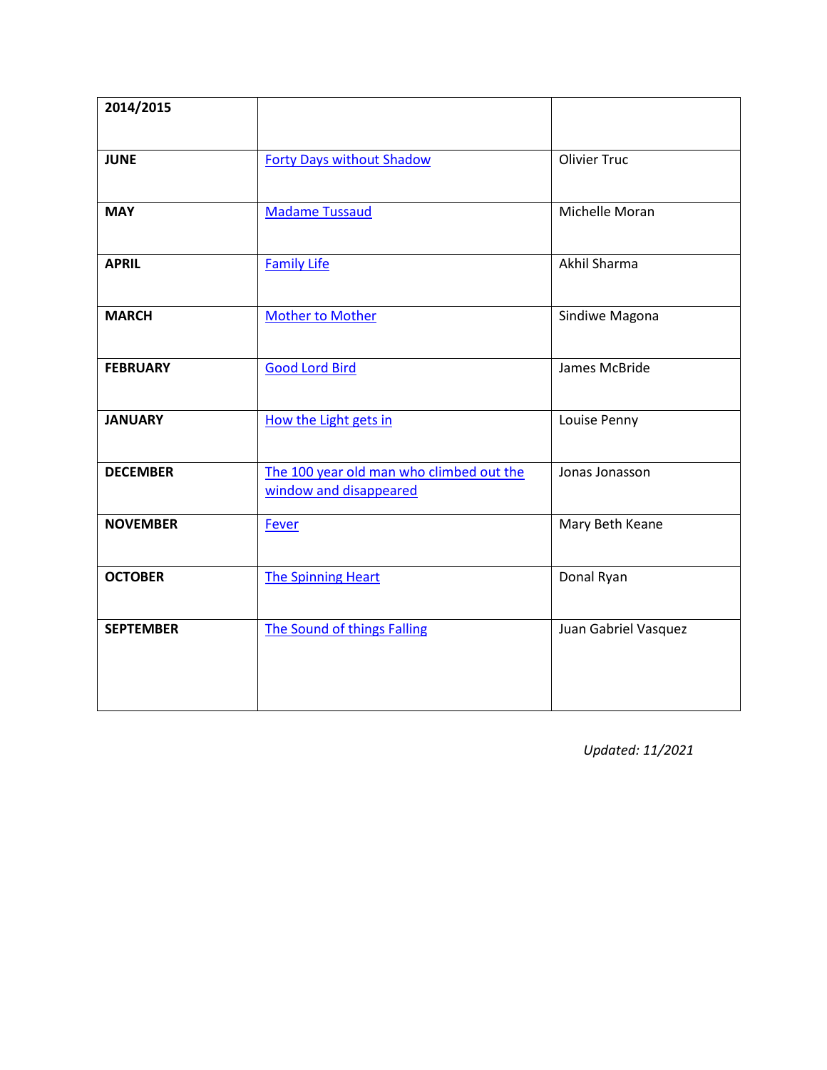| 2014/2015 | | |
|---|---|---|
| JUNE | Forty Days without Shadow | Olivier Truc |
| MAY | Madame Tussaud | Michelle Moran |
| APRIL | Family Life | Akhil Sharma |
| MARCH | Mother to Mother | Sindiwe Magona |
| FEBRUARY | Good Lord Bird | James McBride |
| JANUARY | How the Light gets in | Louise Penny |
| DECEMBER | The 100 year old man who climbed out the window and disappeared | Jonas Jonasson |
| NOVEMBER | Fever | Mary Beth Keane |
| OCTOBER | The Spinning Heart | Donal Ryan |
| SEPTEMBER | The Sound of things Falling | Juan Gabriel Vasquez |

*Updated: 11/2021*